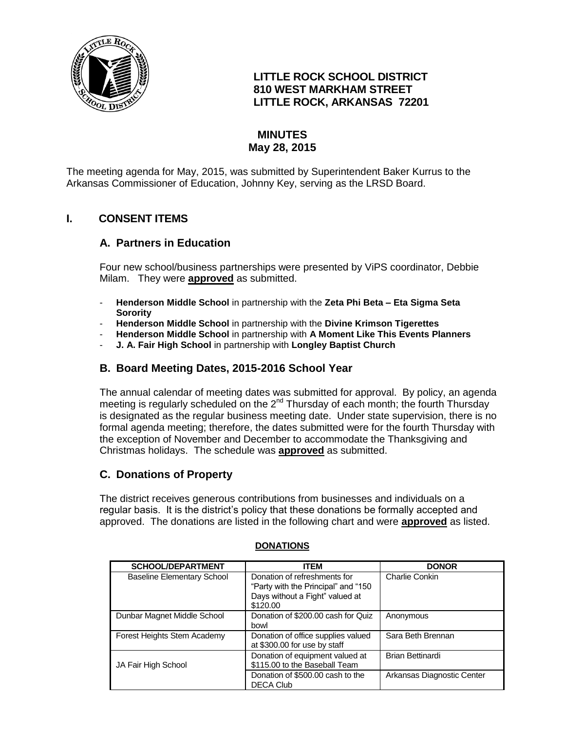# LITTLE ROCK SCHOOL DISTRICT
## 810 WEST MARKHAM STREET
## LITTLE ROCK, ARKANSAS 72201

## MINUTES
## May 28, 2015

The meeting agenda for May, 2015, was submitted by Superintendent Baker Kurrus to the Arkansas Commissioner of Education, Johnny Key, serving as the LRSD Board.

## I. CONSENT ITEMS

### A. Partners in Education

Four new school/business partnerships were presented by ViPS coordinator, Debbie Milam. They were **approved** as submitted.

- **Henderson Middle School** in partnership with the **Zeta Phi Beta – Eta Sigma Seta Sorority**
- **Henderson Middle School** in partnership with the **Divine Krimson Tigerettes**
- **Henderson Middle School** in partnership with **A Moment Like This Events Planners**
- **J. A. Fair High School** in partnership with **Longley Baptist Church**

### B. Board Meeting Dates, 2015-2016 School Year

The annual calendar of meeting dates was submitted for approval. By policy, an agenda meeting is regularly scheduled on the 2nd Thursday of each month; the fourth Thursday is designated as the regular business meeting date. Under state supervision, there is no formal agenda meeting; therefore, the dates submitted were for the fourth Thursday with the exception of November and December to accommodate the Thanksgiving and Christmas holidays. The schedule was **approved** as submitted.

### C. Donations of Property

The district receives generous contributions from businesses and individuals on a regular basis. It is the district's policy that these donations be formally accepted and approved. The donations are listed in the following chart and were **approved** as listed.

**DONATIONS**

| SCHOOL/DEPARTMENT | ITEM | DONOR |
|---|---|---|
| Baseline Elementary School | Donation of refreshments for "Party with the Principal" and "150 Days without a Fight" valued at $120.00 | Charlie Conkin |
| Dunbar Magnet Middle School | Donation of $200.00 cash for Quiz bowl | Anonymous |
| Forest Heights Stem Academy | Donation of office supplies valued at $300.00 for use by staff | Sara Beth Brennan |
| JA Fair High School | Donation of equipment valued at $115.00 to the Baseball Team | Brian Bettinardi |
| | Donation of $500.00 cash to the DECA Club | Arkansas Diagnostic Center |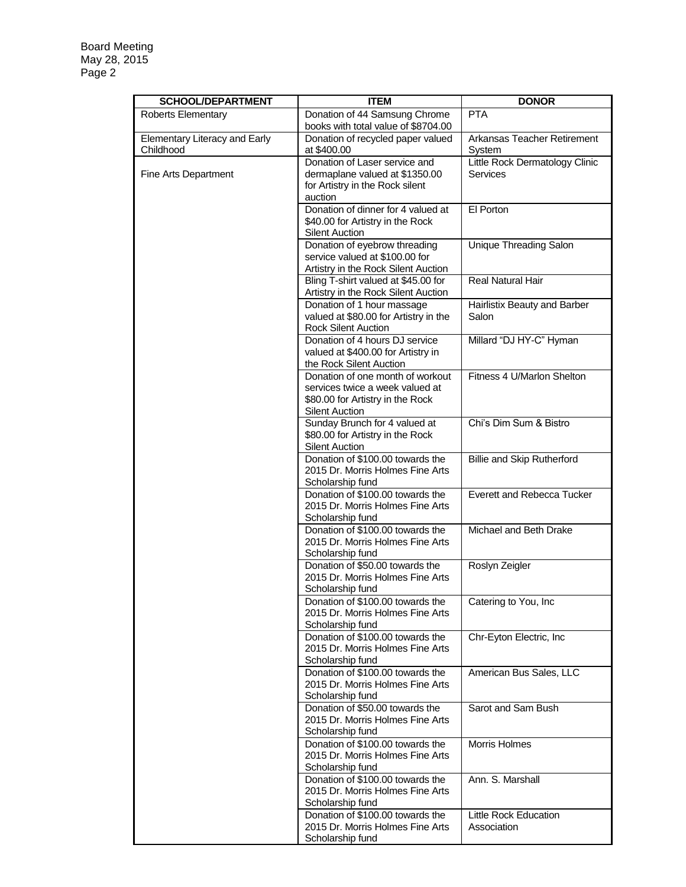| SCHOOL/DEPARTMENT | ITEM | DONOR |
|---|---|---|
| Roberts Elementary | Donation of 44 Samsung Chrome books with total value of $8704.00 | PTA |
| Elementary Literacy and Early Childhood | Donation of recycled paper valued at $400.00 | Arkansas Teacher Retirement System |
| Fine Arts Department | Donation of Laser service and dermaplane valued at $1350.00 for Artistry in the Rock silent auction | Little Rock Dermatology Clinic Services |
| | Donation of dinner for 4 valued at $40.00 for Artistry in the Rock Silent Auction | El Porton |
| | Donation of eyebrow threading service valued at $100.00 for Artistry in the Rock Silent Auction | Unique Threading Salon |
| | Bling T-shirt valued at $45.00 for Artistry in the Rock Silent Auction | Real Natural Hair |
| | Donation of 1 hour massage valued at $80.00 for Artistry in the Rock Silent Auction | Hairlistix Beauty and Barber Salon |
| | Donation of 4 hours DJ service valued at $400.00 for Artistry in the Rock Silent Auction | Millard "DJ HY-C" Hyman |
| | Donation of one month of workout services twice a week valued at $80.00 for Artistry in the Rock Silent Auction | Fitness 4 U/Marlon Shelton |
| | Sunday Brunch for 4 valued at $80.00 for Artistry in the Rock Silent Auction | Chi's Dim Sum & Bistro |
| | Donation of $100.00 towards the 2015 Dr. Morris Holmes Fine Arts Scholarship fund | Billie and Skip Rutherford |
| | Donation of $100.00 towards the 2015 Dr. Morris Holmes Fine Arts Scholarship fund | Everett and Rebecca Tucker |
| | Donation of $100.00 towards the 2015 Dr. Morris Holmes Fine Arts Scholarship fund | Michael and Beth Drake |
| | Donation of $50.00 towards the 2015 Dr. Morris Holmes Fine Arts Scholarship fund | Roslyn Zeigler |
| | Donation of $100.00 towards the 2015 Dr. Morris Holmes Fine Arts Scholarship fund | Catering to You, Inc |
| | Donation of $100.00 towards the 2015 Dr. Morris Holmes Fine Arts Scholarship fund | Chr-Eyton Electric, Inc |
| | Donation of $100.00 towards the 2015 Dr. Morris Holmes Fine Arts Scholarship fund | American Bus Sales, LLC |
| | Donation of $50.00 towards the 2015 Dr. Morris Holmes Fine Arts Scholarship fund | Sarot and Sam Bush |
| | Donation of $100.00 towards the 2015 Dr. Morris Holmes Fine Arts Scholarship fund | Morris Holmes |
| | Donation of $100.00 towards the 2015 Dr. Morris Holmes Fine Arts Scholarship fund | Ann. S. Marshall |
| | Donation of $100.00 towards the 2015 Dr. Morris Holmes Fine Arts Scholarship fund | Little Rock Education Association |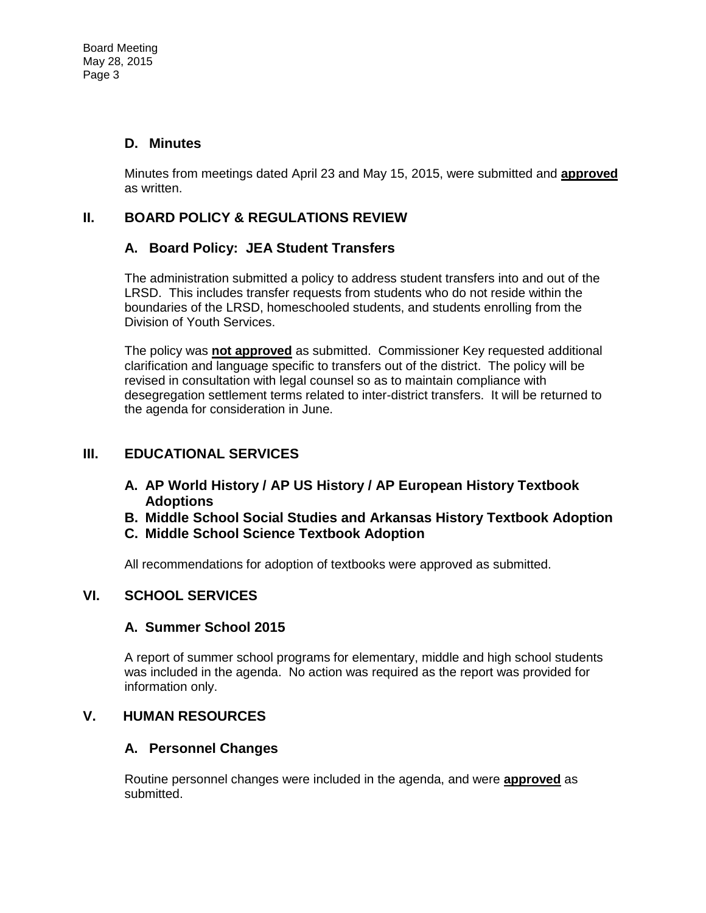### D. Minutes

Minutes from meetings dated April 23 and May 15, 2015, were submitted and **approved** as written.

## II. BOARD POLICY & REGULATIONS REVIEW

### A. Board Policy: JEA Student Transfers

The administration submitted a policy to address student transfers into and out of the LRSD. This includes transfer requests from students who do not reside within the boundaries of the LRSD, homeschooled students, and students enrolling from the Division of Youth Services.

The policy was **not approved** as submitted. Commissioner Key requested additional clarification and language specific to transfers out of the district. The policy will be revised in consultation with legal counsel so as to maintain compliance with desegregation settlement terms related to inter-district transfers. It will be returned to the agenda for consideration in June.

## III. EDUCATIONAL SERVICES

### A. AP World History / AP US History / AP European History Textbook Adoptions
### B. Middle School Social Studies and Arkansas History Textbook Adoption
### C. Middle School Science Textbook Adoption

All recommendations for adoption of textbooks were approved as submitted.

## VI. SCHOOL SERVICES

### A. Summer School 2015

A report of summer school programs for elementary, middle and high school students was included in the agenda. No action was required as the report was provided for information only.

## V. HUMAN RESOURCES

### A. Personnel Changes

Routine personnel changes were included in the agenda, and were **approved** as submitted.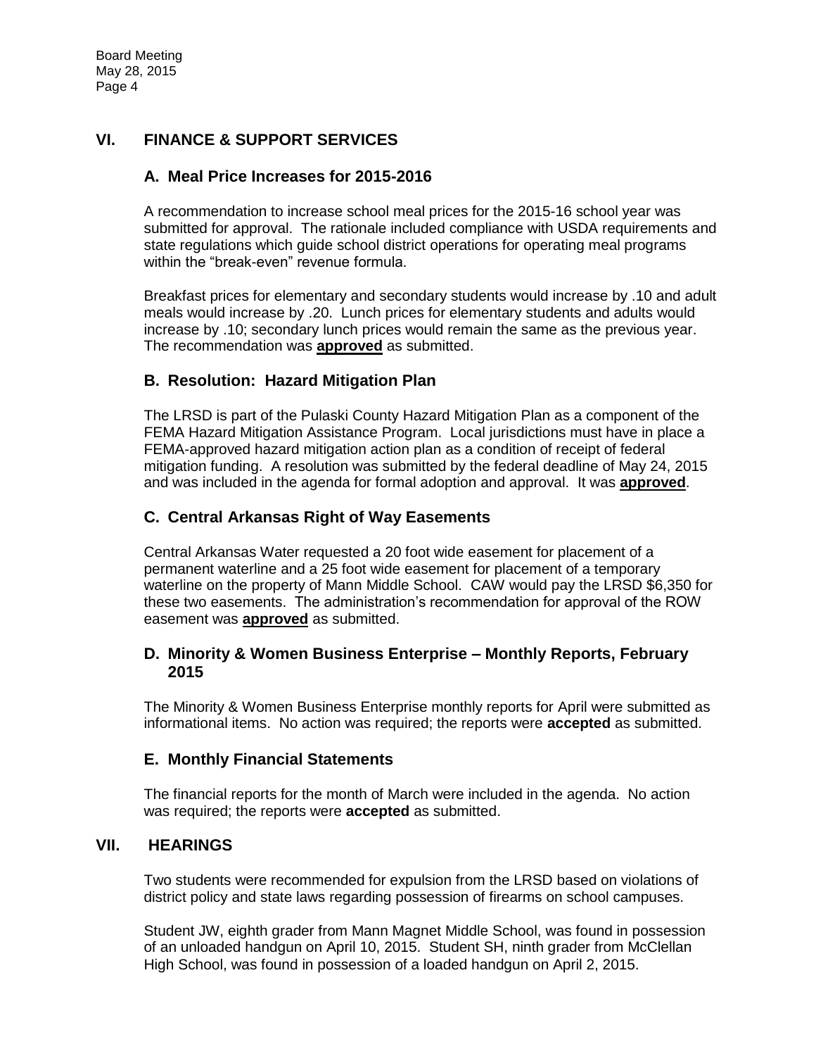## VI. FINANCE & SUPPORT SERVICES

### A. Meal Price Increases for 2015-2016

A recommendation to increase school meal prices for the 2015-16 school year was submitted for approval. The rationale included compliance with USDA requirements and state regulations which guide school district operations for operating meal programs within the "break-even" revenue formula.

Breakfast prices for elementary and secondary students would increase by .10 and adult meals would increase by .20. Lunch prices for elementary students and adults would increase by .10; secondary lunch prices would remain the same as the previous year. The recommendation was **approved** as submitted.

### B. Resolution: Hazard Mitigation Plan

The LRSD is part of the Pulaski County Hazard Mitigation Plan as a component of the FEMA Hazard Mitigation Assistance Program. Local jurisdictions must have in place a FEMA-approved hazard mitigation action plan as a condition of receipt of federal mitigation funding. A resolution was submitted by the federal deadline of May 24, 2015 and was included in the agenda for formal adoption and approval. It was **approved**.

### C. Central Arkansas Right of Way Easements

Central Arkansas Water requested a 20 foot wide easement for placement of a permanent waterline and a 25 foot wide easement for placement of a temporary waterline on the property of Mann Middle School. CAW would pay the LRSD $6,350 for these two easements. The administration's recommendation for approval of the ROW easement was **approved** as submitted.

### D. Minority & Women Business Enterprise – Monthly Reports, February 2015

The Minority & Women Business Enterprise monthly reports for April were submitted as informational items. No action was required; the reports were **accepted** as submitted.

### E. Monthly Financial Statements

The financial reports for the month of March were included in the agenda. No action was required; the reports were **accepted** as submitted.

## VII. HEARINGS

Two students were recommended for expulsion from the LRSD based on violations of district policy and state laws regarding possession of firearms on school campuses.

Student JW, eighth grader from Mann Magnet Middle School, was found in possession of an unloaded handgun on April 10, 2015. Student SH, ninth grader from McClellan High School, was found in possession of a loaded handgun on April 2, 2015.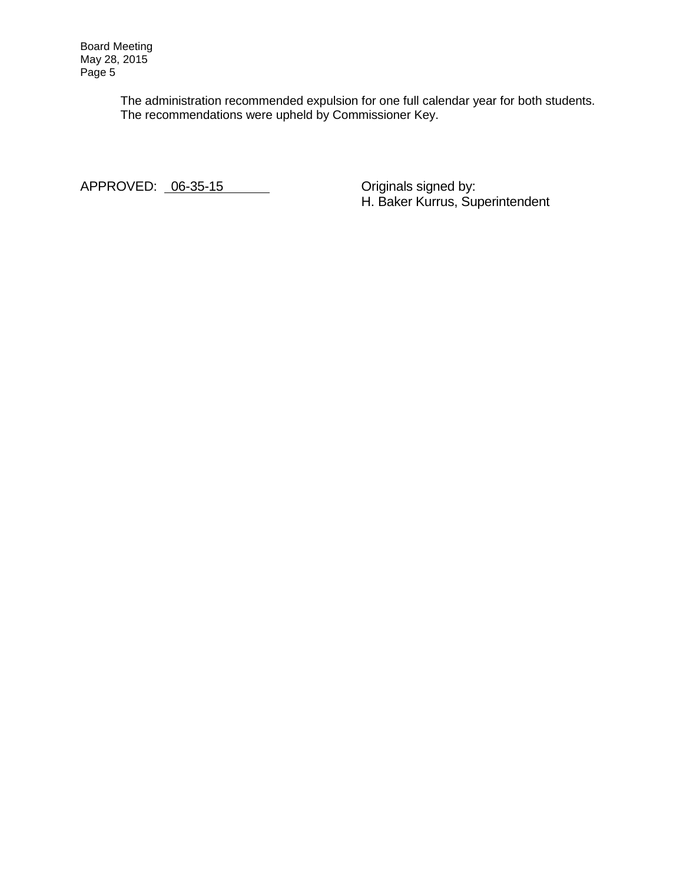The administration recommended expulsion for one full calendar year for both students. The recommendations were upheld by Commissioner Key.

APPROVED: 06-35-15

Originals signed by:
H. Baker Kurrus, Superintendent